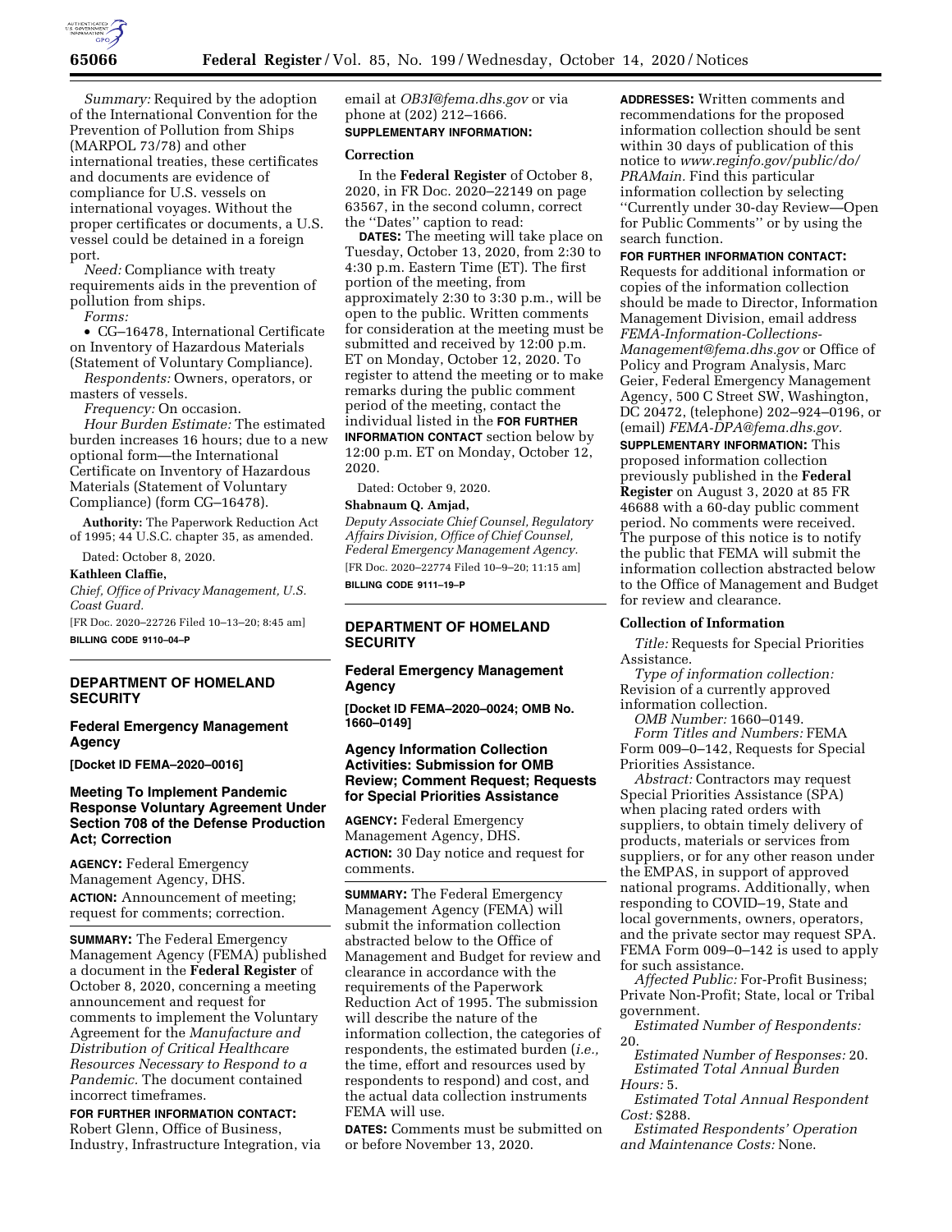*Summary:* Required by the adoption of the International Convention for the Prevention of Pollution from Ships (MARPOL 73/78) and other international treaties, these certificates and documents are evidence of compliance for U.S. vessels on international voyages. Without the proper certificates or documents, a U.S. vessel could be detained in a foreign port.

*Need:* Compliance with treaty requirements aids in the prevention of pollution from ships.

*Forms:*

- CG–16478, International Certificate on Inventory of Hazardous Materials (Statement of Voluntary Compliance).

*Respondents:* Owners, operators, or masters of vessels.

*Frequency:* On occasion.

*Hour Burden Estimate:* The estimated burden increases 16 hours; due to a new optional form—the International Certificate on Inventory of Hazardous Materials (Statement of Voluntary Compliance) (form CG–16478).

**Authority:** The Paperwork Reduction Act of 1995; 44 U.S.C. chapter 35, as amended.

Dated: October 8, 2020.

**Kathleen Claffie,**

*Chief, Office of Privacy Management, U.S. Coast Guard.*

[FR Doc. 2020–22726 Filed 10–13–20; 8:45 am]

**BILLING CODE 9110–04–P**

---

## DEPARTMENT OF HOMELAND SECURITY

### Federal Emergency Management Agency

**[Docket ID FEMA–2020–0016]**

### Meeting To Implement Pandemic Response Voluntary Agreement Under Section 708 of the Defense Production Act; Correction

**AGENCY:** Federal Emergency Management Agency, DHS.

**ACTION:** Announcement of meeting; request for comments; correction.

**SUMMARY:** The Federal Emergency Management Agency (FEMA) published a document in the **Federal Register** of October 8, 2020, concerning a meeting announcement and request for comments to implement the Voluntary Agreement for the *Manufacture and Distribution of Critical Healthcare Resources Necessary to Respond to a Pandemic.* The document contained incorrect timeframes.

**FOR FURTHER INFORMATION CONTACT:** Robert Glenn, Office of Business, Industry, Infrastructure Integration, via email at *OB3I@fema.dhs.gov* or via phone at (202) 212–1666.

**SUPPLEMENTARY INFORMATION:**

**Correction**

In the **Federal Register** of October 8, 2020, in FR Doc. 2020–22149 on page 63567, in the second column, correct the ''Dates'' caption to read:

**DATES:** The meeting will take place on Tuesday, October 13, 2020, from 2:30 to 4:30 p.m. Eastern Time (ET). The first portion of the meeting, from approximately 2:30 to 3:30 p.m., will be open to the public. Written comments for consideration at the meeting must be submitted and received by 12:00 p.m. ET on Monday, October 12, 2020. To register to attend the meeting or to make remarks during the public comment period of the meeting, contact the individual listed in the **FOR FURTHER INFORMATION CONTACT** section below by 12:00 p.m. ET on Monday, October 12, 2020.

Dated: October 9, 2020.

**Shabnaum Q. Amjad,**

*Deputy Associate Chief Counsel, Regulatory Affairs Division, Office of Chief Counsel, Federal Emergency Management Agency.*

[FR Doc. 2020–22774 Filed 10–9–20; 11:15 am]

**BILLING CODE 9111–19–P**

---

## DEPARTMENT OF HOMELAND SECURITY

### Federal Emergency Management Agency

**[Docket ID FEMA–2020–0024; OMB No. 1660–0149]**

### Agency Information Collection Activities: Submission for OMB Review; Comment Request; Requests for Special Priorities Assistance

**AGENCY:** Federal Emergency Management Agency, DHS.

**ACTION:** 30 Day notice and request for comments.

**SUMMARY:** The Federal Emergency Management Agency (FEMA) will submit the information collection abstracted below to the Office of Management and Budget for review and clearance in accordance with the requirements of the Paperwork Reduction Act of 1995. The submission will describe the nature of the information collection, the categories of respondents, the estimated burden (*i.e.,* the time, effort and resources used by respondents to respond) and cost, and the actual data collection instruments FEMA will use.

**DATES:** Comments must be submitted on or before November 13, 2020.

**ADDRESSES:** Written comments and recommendations for the proposed information collection should be sent within 30 days of publication of this notice to *www.reginfo.gov/public/do/PRAMain.* Find this particular information collection by selecting ''Currently under 30-day Review—Open for Public Comments'' or by using the search function.

**FOR FURTHER INFORMATION CONTACT:** Requests for additional information or copies of the information collection should be made to Director, Information Management Division, email address *FEMA-Information-Collections-Management@fema.dhs.gov* or Office of Policy and Program Analysis, Marc Geier, Federal Emergency Management Agency, 500 C Street SW, Washington, DC 20472, (telephone) 202–924–0196, or (email) *FEMA-DPA@fema.dhs.gov.*

**SUPPLEMENTARY INFORMATION:** This proposed information collection previously published in the **Federal Register** on August 3, 2020 at 85 FR 46688 with a 60-day public comment period. No comments were received. The purpose of this notice is to notify the public that FEMA will submit the information collection abstracted below to the Office of Management and Budget for review and clearance.

**Collection of Information**

*Title:* Requests for Special Priorities Assistance.

*Type of information collection:* Revision of a currently approved information collection.

*OMB Number:* 1660–0149.

*Form Titles and Numbers:* FEMA Form 009–0–142, Requests for Special Priorities Assistance.

*Abstract:* Contractors may request Special Priorities Assistance (SPA) when placing rated orders with suppliers, to obtain timely delivery of products, materials or services from suppliers, or for any other reason under the EMPAS, in support of approved national programs. Additionally, when responding to COVID–19, State and local governments, owners, operators, and the private sector may request SPA. FEMA Form 009–0–142 is used to apply for such assistance.

*Affected Public:* For-Profit Business; Private Non-Profit; State, local or Tribal government.

*Estimated Number of Respondents:* 20.

*Estimated Number of Responses:* 20.

*Estimated Total Annual Burden Hours:* 5.

*Estimated Total Annual Respondent Cost:* $288.

*Estimated Respondents' Operation and Maintenance Costs:* None.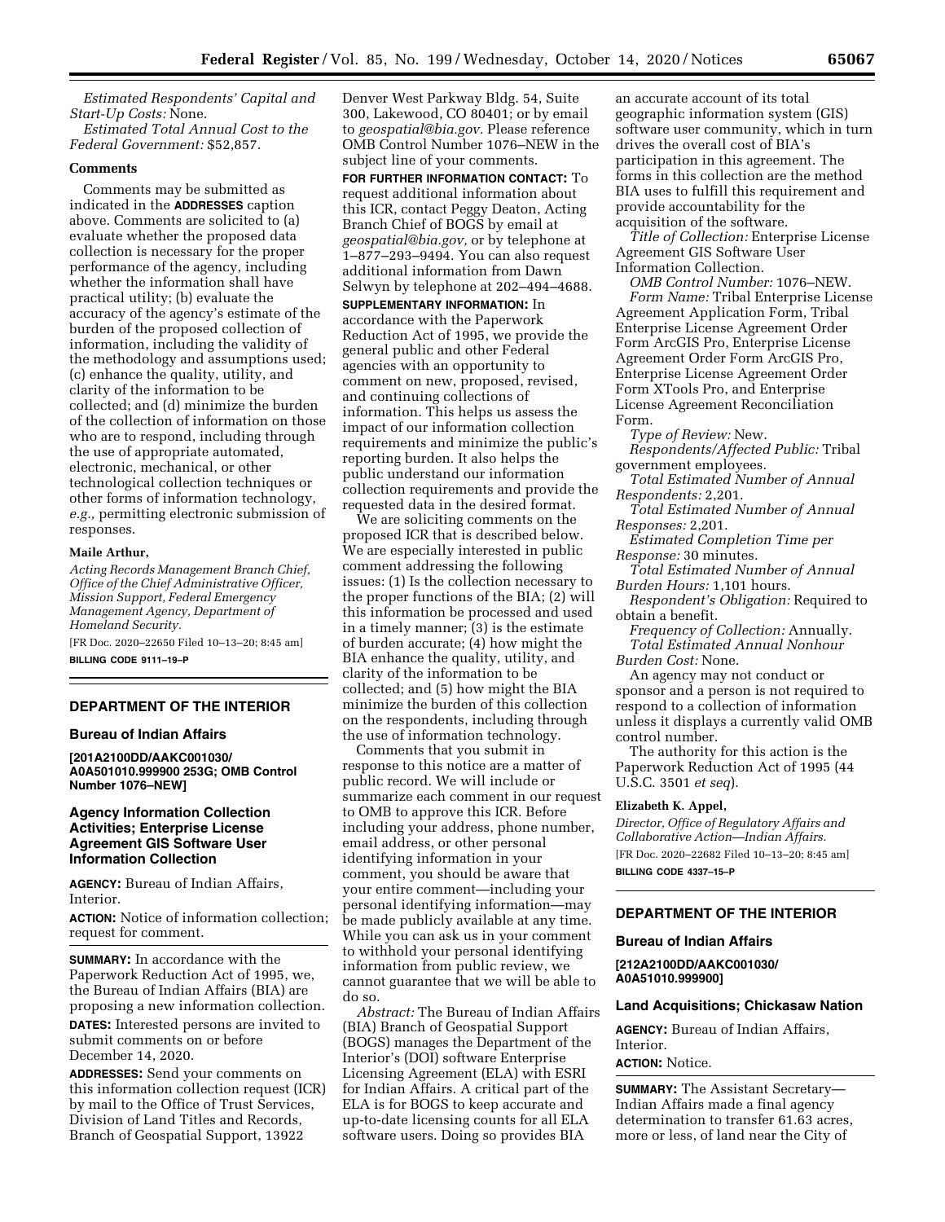*Estimated Respondents' Capital and Start-Up Costs:* None.

*Estimated Total Annual Cost to the Federal Government:* $52,857.

**Comments**

Comments may be submitted as indicated in the **ADDRESSES** caption above. Comments are solicited to (a) evaluate whether the proposed data collection is necessary for the proper performance of the agency, including whether the information shall have practical utility; (b) evaluate the accuracy of the agency's estimate of the burden of the proposed collection of information, including the validity of the methodology and assumptions used; (c) enhance the quality, utility, and clarity of the information to be collected; and (d) minimize the burden of the collection of information on those who are to respond, including through the use of appropriate automated, electronic, mechanical, or other technological collection techniques or other forms of information technology, *e.g.,* permitting electronic submission of responses.

**Maile Arthur,**

*Acting Records Management Branch Chief, Office of the Chief Administrative Officer, Mission Support, Federal Emergency Management Agency, Department of Homeland Security.*

[FR Doc. 2020–22650 Filed 10–13–20; 8:45 am]

**BILLING CODE 9111–19–P**

## DEPARTMENT OF THE INTERIOR

### Bureau of Indian Affairs

**[201A2100DD/AAKC001030/ A0A501010.999900 253G; OMB Control Number 1076–NEW]**

### Agency Information Collection Activities; Enterprise License Agreement GIS Software User Information Collection

**AGENCY:** Bureau of Indian Affairs, Interior.

**ACTION:** Notice of information collection; request for comment.

**SUMMARY:** In accordance with the Paperwork Reduction Act of 1995, we, the Bureau of Indian Affairs (BIA) are proposing a new information collection.

**DATES:** Interested persons are invited to submit comments on or before December 14, 2020.

**ADDRESSES:** Send your comments on this information collection request (ICR) by mail to the Office of Trust Services, Division of Land Titles and Records, Branch of Geospatial Support, 13922 Denver West Parkway Bldg. 54, Suite 300, Lakewood, CO 80401; or by email to *geospatial@bia.gov.* Please reference OMB Control Number 1076–NEW in the subject line of your comments.

**FOR FURTHER INFORMATION CONTACT:** To request additional information about this ICR, contact Peggy Deaton, Acting Branch Chief of BOGS by email at *geospatial@bia.gov,* or by telephone at 1–877–293–9494. You can also request additional information from Dawn Selwyn by telephone at 202–494–4688.

**SUPPLEMENTARY INFORMATION:** In accordance with the Paperwork Reduction Act of 1995, we provide the general public and other Federal agencies with an opportunity to comment on new, proposed, revised, and continuing collections of information. This helps us assess the impact of our information collection requirements and minimize the public's reporting burden. It also helps the public understand our information collection requirements and provide the requested data in the desired format.

We are soliciting comments on the proposed ICR that is described below. We are especially interested in public comment addressing the following issues: (1) Is the collection necessary to the proper functions of the BIA; (2) will this information be processed and used in a timely manner; (3) is the estimate of burden accurate; (4) how might the BIA enhance the quality, utility, and clarity of the information to be collected; and (5) how might the BIA minimize the burden of this collection on the respondents, including through the use of information technology.

Comments that you submit in response to this notice are a matter of public record. We will include or summarize each comment in our request to OMB to approve this ICR. Before including your address, phone number, email address, or other personal identifying information in your comment, you should be aware that your entire comment—including your personal identifying information—may be made publicly available at any time. While you can ask us in your comment to withhold your personal identifying information from public review, we cannot guarantee that we will be able to do so.

*Abstract:* The Bureau of Indian Affairs (BIA) Branch of Geospatial Support (BOGS) manages the Department of the Interior's (DOI) software Enterprise Licensing Agreement (ELA) with ESRI for Indian Affairs. A critical part of the ELA is for BOGS to keep accurate and up-to-date licensing counts for all ELA software users. Doing so provides BIA an accurate account of its total geographic information system (GIS) software user community, which in turn drives the overall cost of BIA's participation in this agreement. The forms in this collection are the method BIA uses to fulfill this requirement and provide accountability for the acquisition of the software.

*Title of Collection:* Enterprise License Agreement GIS Software User Information Collection.

*OMB Control Number:* 1076–NEW.

*Form Name:* Tribal Enterprise License Agreement Application Form, Tribal Enterprise License Agreement Order Form ArcGIS Pro, Enterprise License Agreement Order Form ArcGIS Pro, Enterprise License Agreement Order Form XTools Pro, and Enterprise License Agreement Reconciliation Form.

*Type of Review:* New.

*Respondents/Affected Public:* Tribal government employees.

*Total Estimated Number of Annual Respondents:* 2,201.

*Total Estimated Number of Annual Responses:* 2,201.

*Estimated Completion Time per Response:* 30 minutes.

*Total Estimated Number of Annual Burden Hours:* 1,101 hours.

*Respondent's Obligation:* Required to obtain a benefit.

*Frequency of Collection:* Annually.

*Total Estimated Annual Nonhour Burden Cost:* None.

An agency may not conduct or sponsor and a person is not required to respond to a collection of information unless it displays a currently valid OMB control number.

The authority for this action is the Paperwork Reduction Act of 1995 (44 U.S.C. 3501 *et seq*).

**Elizabeth K. Appel,**

*Director, Office of Regulatory Affairs and Collaborative Action—Indian Affairs.*

[FR Doc. 2020–22682 Filed 10–13–20; 8:45 am]

**BILLING CODE 4337–15–P**

## DEPARTMENT OF THE INTERIOR

### Bureau of Indian Affairs

**[212A2100DD/AAKC001030/ A0A51010.999900]**

### Land Acquisitions; Chickasaw Nation

**AGENCY:** Bureau of Indian Affairs, Interior.

**ACTION:** Notice.

**SUMMARY:** The Assistant Secretary—Indian Affairs made a final agency determination to transfer 61.63 acres, more or less, of land near the City of